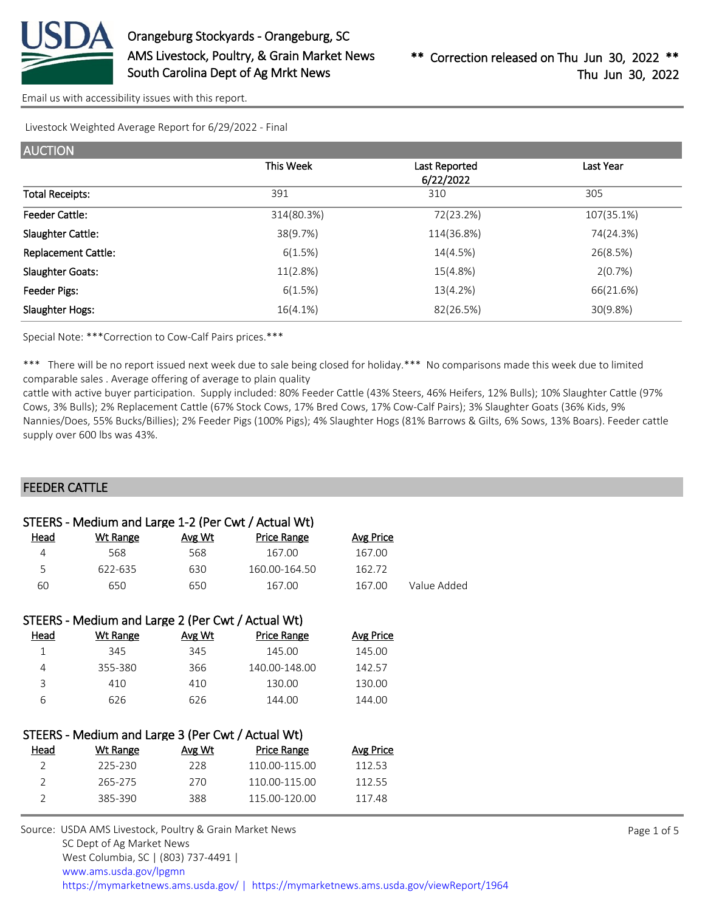Orangeburg Stockyards - Orangeburg, SC
AMS Livestock, Poultry, & Grain Market News
South Carolina Dept of Ag Mrkt News

** Correction released on Thu Jun 30, 2022 **
Thu Jun 30, 2022

Email us with accessibility issues with this report.

Livestock Weighted Average Report for 6/29/2022 - Final

## AUCTION

| | This Week | Last Reported 6/22/2022 | Last Year |
|---|---|---|---|
| Total Receipts: | 391 | 310 | 305 |
| Feeder Cattle: | 314(80.3%) | 72(23.2%) | 107(35.1%) |
| Slaughter Cattle: | 38(9.7%) | 114(36.8%) | 74(24.3%) |
| Replacement Cattle: | 6(1.5%) | 14(4.5%) | 26(8.5%) |
| Slaughter Goats: | 11(2.8%) | 15(4.8%) | 2(0.7%) |
| Feeder Pigs: | 6(1.5%) | 13(4.2%) | 66(21.6%) |
| Slaughter Hogs: | 16(4.1%) | 82(26.5%) | 30(9.8%) |

Special Note: ***Correction to Cow-Calf Pairs prices.***

*** There will be no report issued next week due to sale being closed for holiday.*** No comparisons made this week due to limited comparable sales . Average offering of average to plain quality
cattle with active buyer participation. Supply included: 80% Feeder Cattle (43% Steers, 46% Heifers, 12% Bulls); 10% Slaughter Cattle (97% Cows, 3% Bulls); 2% Replacement Cattle (67% Stock Cows, 17% Bred Cows, 17% Cow-Calf Pairs); 3% Slaughter Goats (36% Kids, 9% Nannies/Does, 55% Bucks/Billies); 2% Feeder Pigs (100% Pigs); 4% Slaughter Hogs (81% Barrows & Gilts, 6% Sows, 13% Boars). Feeder cattle supply over 600 lbs was 43%.

## FEEDER CATTLE

### STEERS - Medium and Large 1-2 (Per Cwt / Actual Wt)

| Head | Wt Range | Avg Wt | Price Range | Avg Price | |
|---|---|---|---|---|---|
| 4 | 568 | 568 | 167.00 | 167.00 | |
| 5 | 622-635 | 630 | 160.00-164.50 | 162.72 | |
| 60 | 650 | 650 | 167.00 | 167.00 | Value Added |

### STEERS - Medium and Large 2 (Per Cwt / Actual Wt)

| Head | Wt Range | Avg Wt | Price Range | Avg Price |
|---|---|---|---|---|
| 1 | 345 | 345 | 145.00 | 145.00 |
| 4 | 355-380 | 366 | 140.00-148.00 | 142.57 |
| 3 | 410 | 410 | 130.00 | 130.00 |
| 6 | 626 | 626 | 144.00 | 144.00 |

### STEERS - Medium and Large 3 (Per Cwt / Actual Wt)

| Head | Wt Range | Avg Wt | Price Range | Avg Price |
|---|---|---|---|---|
| 2 | 225-230 | 228 | 110.00-115.00 | 112.53 |
| 2 | 265-275 | 270 | 110.00-115.00 | 112.55 |
| 2 | 385-390 | 388 | 115.00-120.00 | 117.48 |

Source: USDA AMS Livestock, Poultry & Grain Market News
SC Dept of Ag Market News
West Columbia, SC | (803) 737-4491 |
www.ams.usda.gov/lpgmn
https://mymarketnews.ams.usda.gov/ | https://mymarketnews.ams.usda.gov/viewReport/1964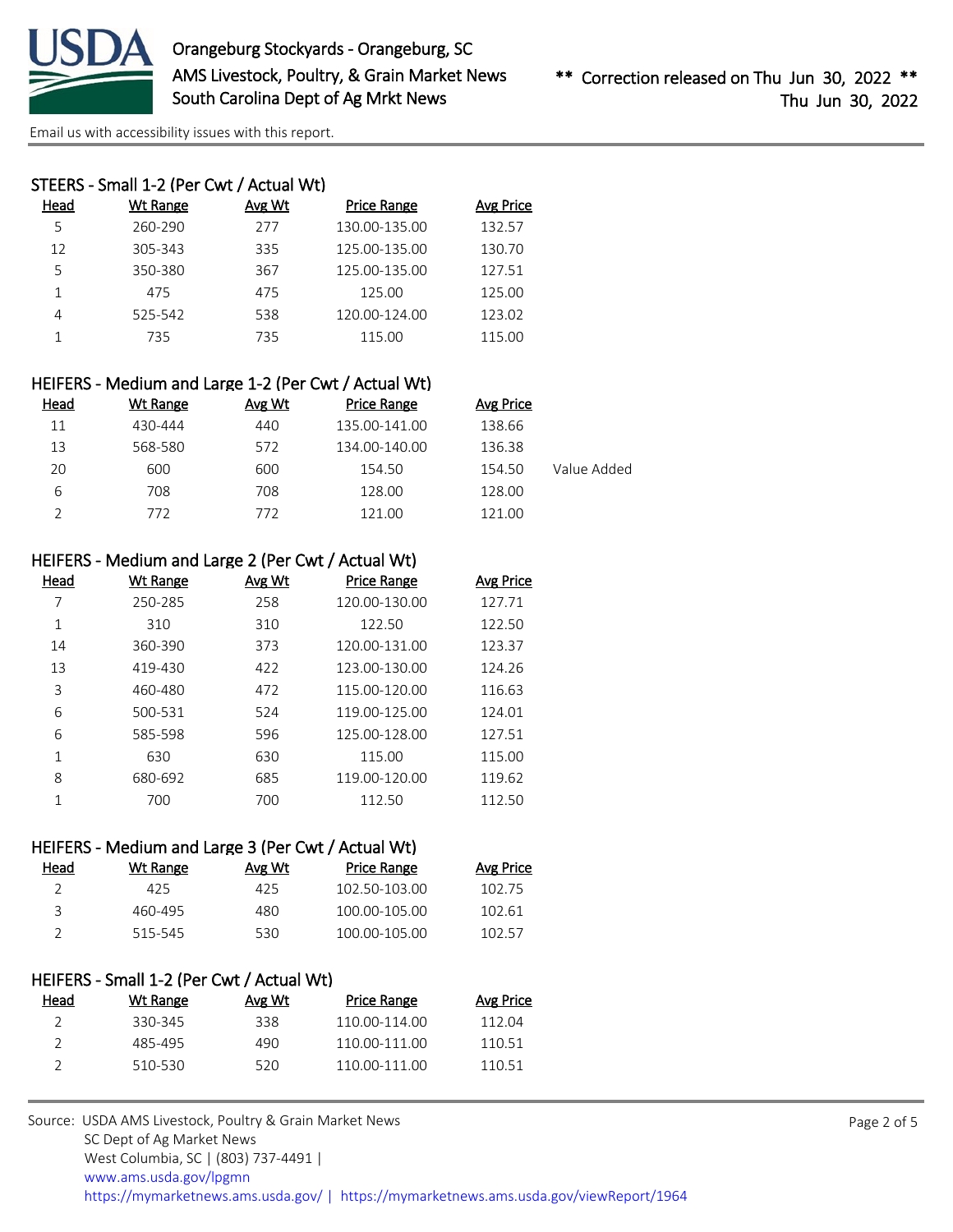### STEERS - Small 1-2 (Per Cwt / Actual Wt)

| Head | Wt Range | Avg Wt | Price Range | Avg Price |
|---|---|---|---|---|
| 5 | 260-290 | 277 | 130.00-135.00 | 132.57 |
| 12 | 305-343 | 335 | 125.00-135.00 | 130.70 |
| 5 | 350-380 | 367 | 125.00-135.00 | 127.51 |
| 1 | 475 | 475 | 125.00 | 125.00 |
| 4 | 525-542 | 538 | 120.00-124.00 | 123.02 |
| 1 | 735 | 735 | 115.00 | 115.00 |

### HEIFERS - Medium and Large 1-2 (Per Cwt / Actual Wt)

| Head | Wt Range | Avg Wt | Price Range | Avg Price | |
|---|---|---|---|---|---|
| 11 | 430-444 | 440 | 135.00-141.00 | 138.66 | |
| 13 | 568-580 | 572 | 134.00-140.00 | 136.38 | |
| 20 | 600 | 600 | 154.50 | 154.50 | Value Added |
| 6 | 708 | 708 | 128.00 | 128.00 | |
| 2 | 772 | 772 | 121.00 | 121.00 | |

### HEIFERS - Medium and Large 2 (Per Cwt / Actual Wt)

| Head | Wt Range | Avg Wt | Price Range | Avg Price |
|---|---|---|---|---|
| 7 | 250-285 | 258 | 120.00-130.00 | 127.71 |
| 1 | 310 | 310 | 122.50 | 122.50 |
| 14 | 360-390 | 373 | 120.00-131.00 | 123.37 |
| 13 | 419-430 | 422 | 123.00-130.00 | 124.26 |
| 3 | 460-480 | 472 | 115.00-120.00 | 116.63 |
| 6 | 500-531 | 524 | 119.00-125.00 | 124.01 |
| 6 | 585-598 | 596 | 125.00-128.00 | 127.51 |
| 1 | 630 | 630 | 115.00 | 115.00 |
| 8 | 680-692 | 685 | 119.00-120.00 | 119.62 |
| 1 | 700 | 700 | 112.50 | 112.50 |

### HEIFERS - Medium and Large 3 (Per Cwt / Actual Wt)

| Head | Wt Range | Avg Wt | Price Range | Avg Price |
|---|---|---|---|---|
| 2 | 425 | 425 | 102.50-103.00 | 102.75 |
| 3 | 460-495 | 480 | 100.00-105.00 | 102.61 |
| 2 | 515-545 | 530 | 100.00-105.00 | 102.57 |

### HEIFERS - Small 1-2 (Per Cwt / Actual Wt)

| Head | Wt Range | Avg Wt | Price Range | Avg Price |
|---|---|---|---|---|
| 2 | 330-345 | 338 | 110.00-114.00 | 112.04 |
| 2 | 485-495 | 490 | 110.00-111.00 | 110.51 |
| 2 | 510-530 | 520 | 110.00-111.00 | 110.51 |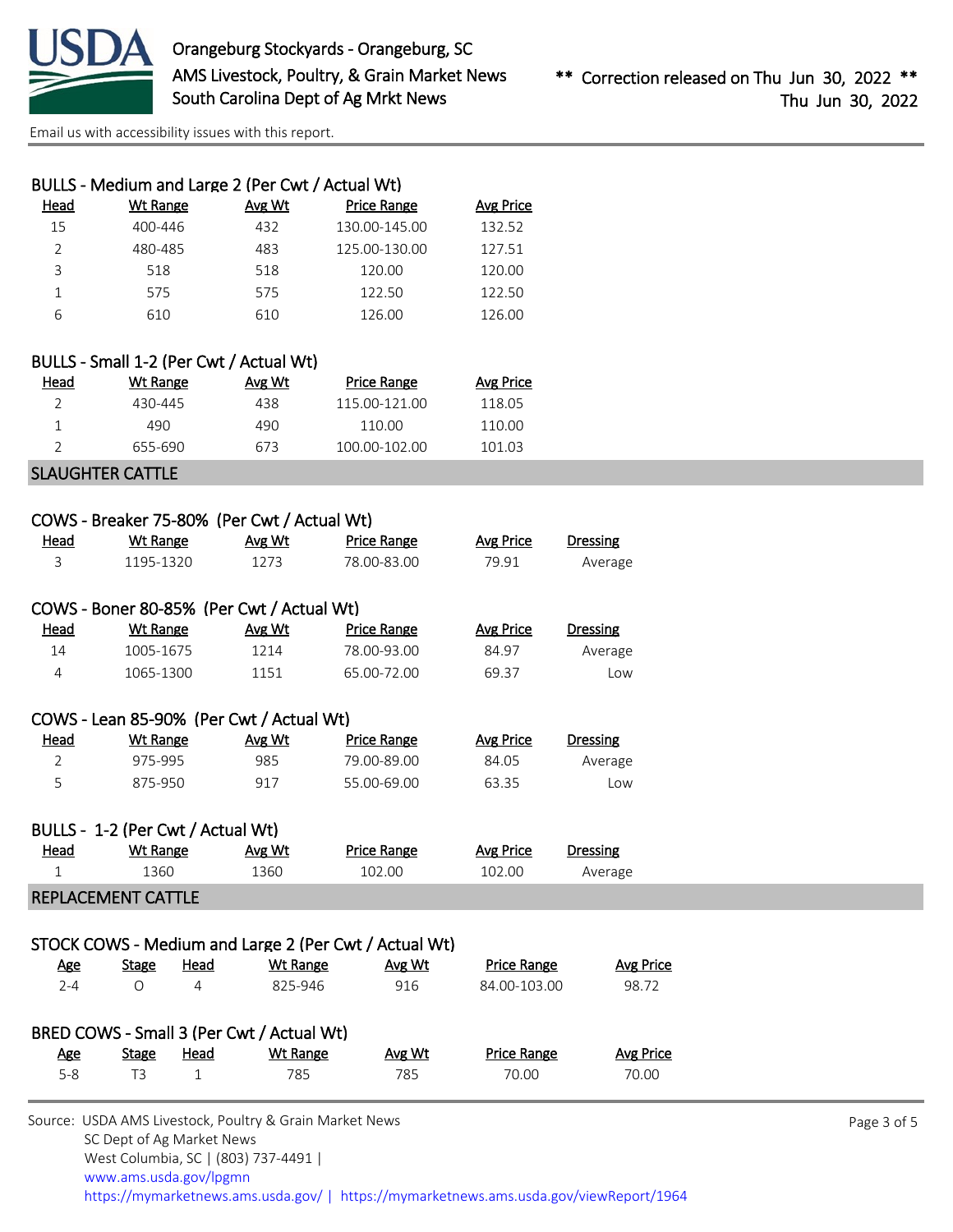### BULLS - Medium and Large 2 (Per Cwt / Actual Wt)

| Head | Wt Range | Avg Wt | Price Range | Avg Price |
|---|---|---|---|---|
| 15 | 400-446 | 432 | 130.00-145.00 | 132.52 |
| 2 | 480-485 | 483 | 125.00-130.00 | 127.51 |
| 3 | 518 | 518 | 120.00 | 120.00 |
| 1 | 575 | 575 | 122.50 | 122.50 |
| 6 | 610 | 610 | 126.00 | 126.00 |

### BULLS - Small 1-2 (Per Cwt / Actual Wt)

| Head | Wt Range | Avg Wt | Price Range | Avg Price |
|---|---|---|---|---|
| 2 | 430-445 | 438 | 115.00-121.00 | 118.05 |
| 1 | 490 | 490 | 110.00 | 110.00 |
| 2 | 655-690 | 673 | 100.00-102.00 | 101.03 |

## SLAUGHTER CATTLE

### COWS - Breaker 75-80% (Per Cwt / Actual Wt)

| Head | Wt Range | Avg Wt | Price Range | Avg Price | Dressing |
|---|---|---|---|---|---|
| 3 | 1195-1320 | 1273 | 78.00-83.00 | 79.91 | Average |

### COWS - Boner 80-85% (Per Cwt / Actual Wt)

| Head | Wt Range | Avg Wt | Price Range | Avg Price | Dressing |
|---|---|---|---|---|---|
| 14 | 1005-1675 | 1214 | 78.00-93.00 | 84.97 | Average |
| 4 | 1065-1300 | 1151 | 65.00-72.00 | 69.37 | Low |

### COWS - Lean 85-90% (Per Cwt / Actual Wt)

| Head | Wt Range | Avg Wt | Price Range | Avg Price | Dressing |
|---|---|---|---|---|---|
| 2 | 975-995 | 985 | 79.00-89.00 | 84.05 | Average |
| 5 | 875-950 | 917 | 55.00-69.00 | 63.35 | Low |

### BULLS - 1-2 (Per Cwt / Actual Wt)

| Head | Wt Range | Avg Wt | Price Range | Avg Price | Dressing |
|---|---|---|---|---|---|
| 1 | 1360 | 1360 | 102.00 | 102.00 | Average |

## REPLACEMENT CATTLE

### STOCK COWS - Medium and Large 2 (Per Cwt / Actual Wt)

| Age | Stage | Head | Wt Range | Avg Wt | Price Range | Avg Price |
|---|---|---|---|---|---|---|
| 2-4 | O | 4 | 825-946 | 916 | 84.00-103.00 | 98.72 |

### BRED COWS - Small 3 (Per Cwt / Actual Wt)

| Age | Stage | Head | Wt Range | Avg Wt | Price Range | Avg Price |
|---|---|---|---|---|---|---|
| 5-8 | T3 | 1 | 785 | 785 | 70.00 | 70.00 |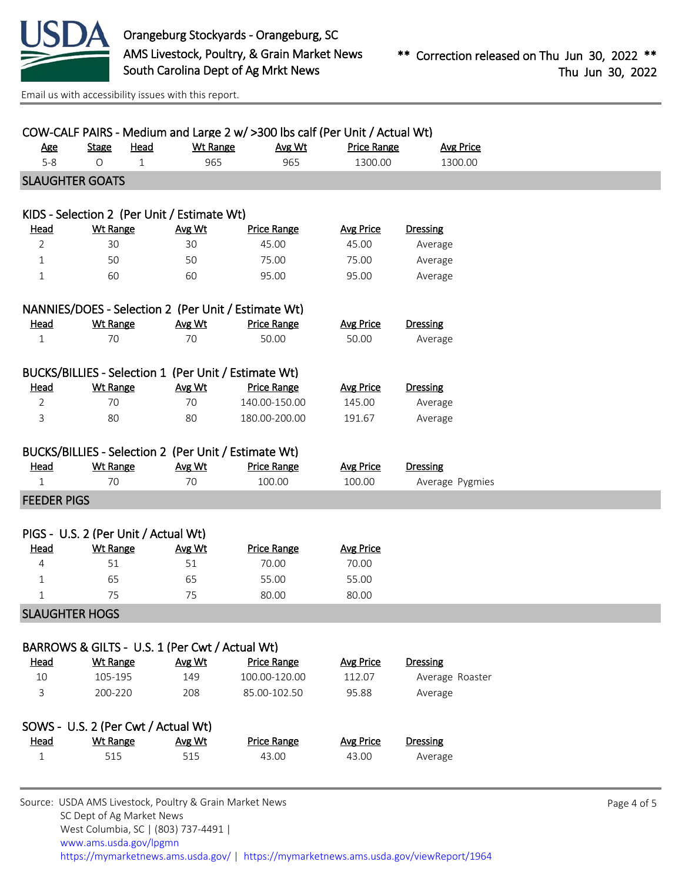Orangeburg Stockyards - Orangeburg, SC
AMS Livestock, Poultry, & Grain Market News
South Carolina Dept of Ag Mrkt News

** Correction released on Thu Jun 30, 2022 **
Thu Jun 30, 2022

Email us with accessibility issues with this report.

### COW-CALF PAIRS - Medium and Large 2 w/ >300 lbs calf (Per Unit / Actual Wt)

| Age | Stage | Head | Wt Range | Avg Wt | Price Range | Avg Price |
|---|---|---|---|---|---|---|
| 5-8 | O | 1 | 965 | 965 | 1300.00 | 1300.00 |

## SLAUGHTER GOATS

### KIDS - Selection 2 (Per Unit / Estimate Wt)

| Head | Wt Range | Avg Wt | Price Range | Avg Price | Dressing |
|---|---|---|---|---|---|
| 2 | 30 | 30 | 45.00 | 45.00 | Average |
| 1 | 50 | 50 | 75.00 | 75.00 | Average |
| 1 | 60 | 60 | 95.00 | 95.00 | Average |

### NANNIES/DOES - Selection 2 (Per Unit / Estimate Wt)

| Head | Wt Range | Avg Wt | Price Range | Avg Price | Dressing |
|---|---|---|---|---|---|
| 1 | 70 | 70 | 50.00 | 50.00 | Average |

### BUCKS/BILLIES - Selection 1 (Per Unit / Estimate Wt)

| Head | Wt Range | Avg Wt | Price Range | Avg Price | Dressing |
|---|---|---|---|---|---|
| 2 | 70 | 70 | 140.00-150.00 | 145.00 | Average |
| 3 | 80 | 80 | 180.00-200.00 | 191.67 | Average |

### BUCKS/BILLIES - Selection 2 (Per Unit / Estimate Wt)

| Head | Wt Range | Avg Wt | Price Range | Avg Price | Dressing |
|---|---|---|---|---|---|
| 1 | 70 | 70 | 100.00 | 100.00 | Average Pygmies |

## FEEDER PIGS

### PIGS - U.S. 2 (Per Unit / Actual Wt)

| Head | Wt Range | Avg Wt | Price Range | Avg Price |
|---|---|---|---|---|
| 4 | 51 | 51 | 70.00 | 70.00 |
| 1 | 65 | 65 | 55.00 | 55.00 |
| 1 | 75 | 75 | 80.00 | 80.00 |

## SLAUGHTER HOGS

### BARROWS & GILTS - U.S. 1 (Per Cwt / Actual Wt)

| Head | Wt Range | Avg Wt | Price Range | Avg Price | Dressing |
|---|---|---|---|---|---|
| 10 | 105-195 | 149 | 100.00-120.00 | 112.07 | Average Roaster |
| 3 | 200-220 | 208 | 85.00-102.50 | 95.88 | Average |

### SOWS - U.S. 2 (Per Cwt / Actual Wt)

| Head | Wt Range | Avg Wt | Price Range | Avg Price | Dressing |
|---|---|---|---|---|---|
| 1 | 515 | 515 | 43.00 | 43.00 | Average |

Source: USDA AMS Livestock, Poultry & Grain Market News
SC Dept of Ag Market News
West Columbia, SC | (803) 737-4491 |
www.ams.usda.gov/lpgmn
https://mymarketnews.ams.usda.gov/ | https://mymarketnews.ams.usda.gov/viewReport/1964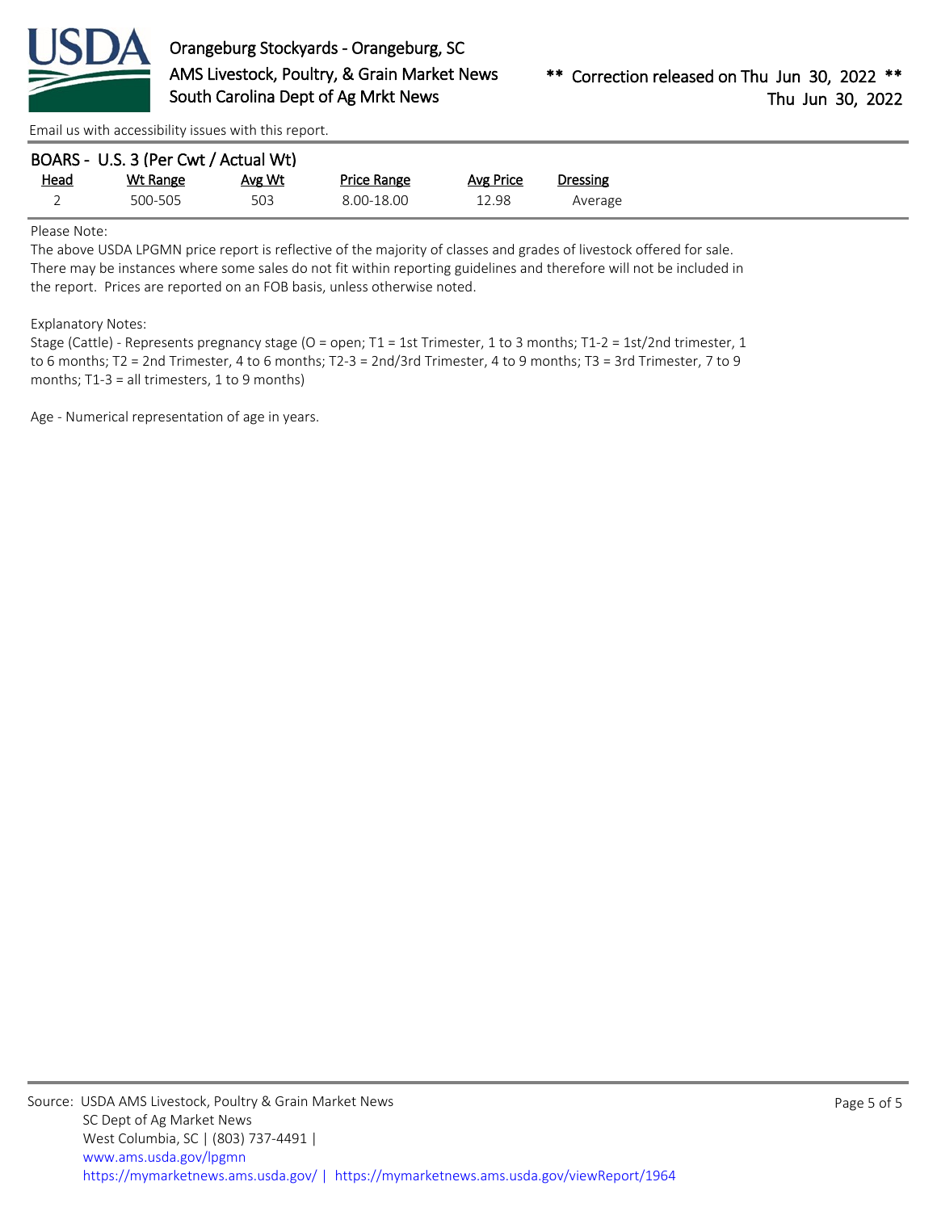Email us with accessibility issues with this report.

## BOARS - U.S. 3 (Per Cwt / Actual Wt)

| Head | Wt Range | Avg Wt | Price Range | Avg Price | Dressing |
|---|---|---|---|---|---|
| 2 | 500-505 | 503 | 8.00-18.00 | 12.98 | Average |

Please Note:

The above USDA LPGMN price report is reflective of the majority of classes and grades of livestock offered for sale. There may be instances where some sales do not fit within reporting guidelines and therefore will not be included in the report. Prices are reported on an FOB basis, unless otherwise noted.

Explanatory Notes:

Stage (Cattle) - Represents pregnancy stage (O = open; T1 = 1st Trimester, 1 to 3 months; T1-2 = 1st/2nd trimester, 1 to 6 months; T2 = 2nd Trimester, 4 to 6 months; T2-3 = 2nd/3rd Trimester, 4 to 9 months; T3 = 3rd Trimester, 7 to 9 months; T1-3 = all trimesters, 1 to 9 months)

Age - Numerical representation of age in years.

Source: USDA AMS Livestock, Poultry & Grain Market News
SC Dept of Ag Market News
West Columbia, SC | (803) 737-4491 |
www.ams.usda.gov/lpgmn
https://mymarketnews.ams.usda.gov/ | https://mymarketnews.ams.usda.gov/viewReport/1964